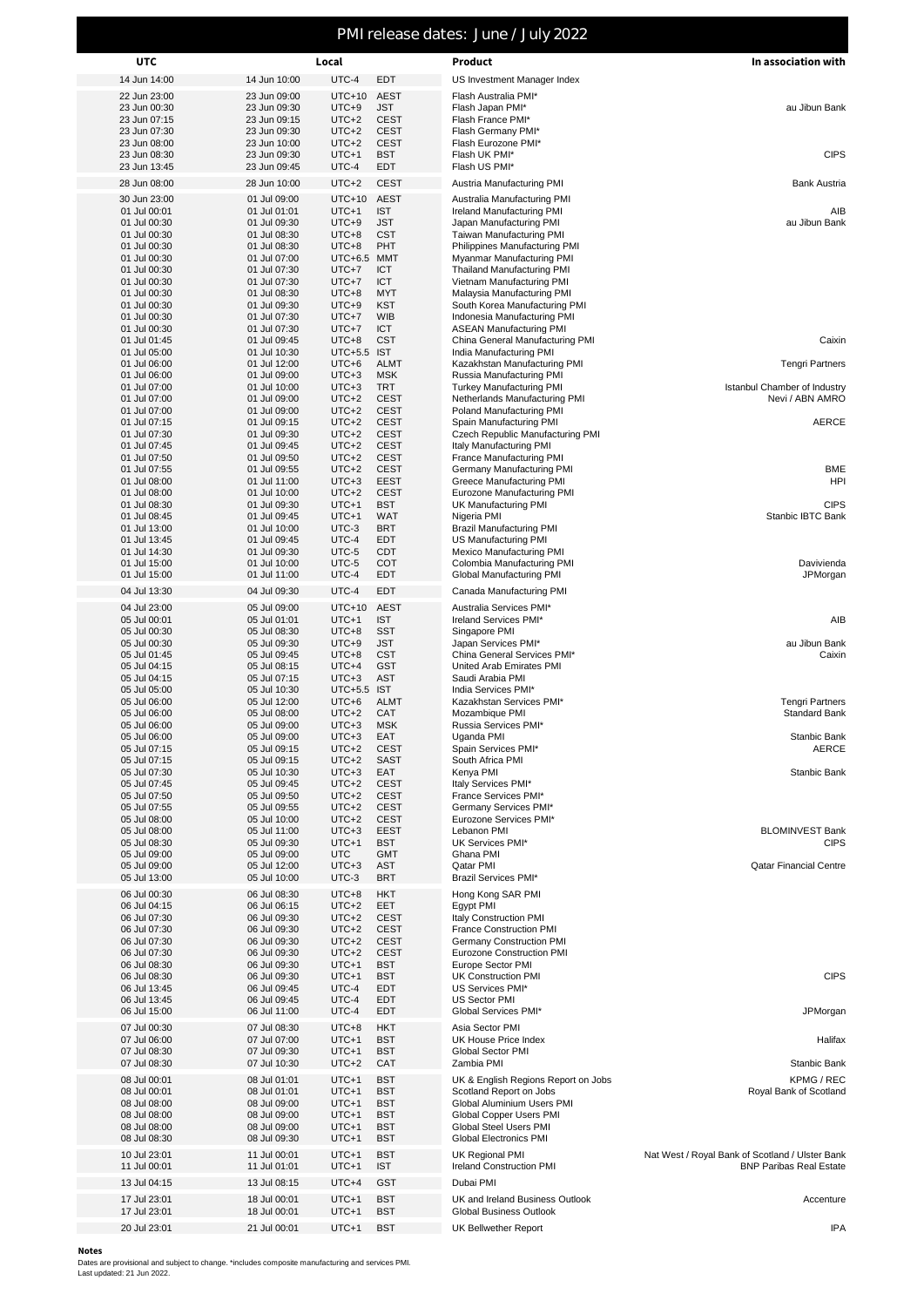# PMI release dates: June / July 2022

| UTC | Local | | | Product | In association with |
|---|---|---|---|---|---|
| 14 Jun 14:00 | 14 Jun 10:00 | UTC-4 | EDT | US Investment Manager Index | |
| 22 Jun 23:00 | 23 Jun 09:00 | UTC+10 | AEST | Flash Australia PMI* | |
| 23 Jun 00:30 | 23 Jun 09:30 | UTC+9 | JST | Flash Japan PMI* | au Jibun Bank |
| 23 Jun 07:15 | 23 Jun 09:15 | UTC+2 | CEST | Flash France PMI* | |
| 23 Jun 07:30 | 23 Jun 09:30 | UTC+2 | CEST | Flash Germany PMI* | |
| 23 Jun 08:00 | 23 Jun 10:00 | UTC+2 | CEST | Flash Eurozone PMI* | |
| 23 Jun 08:30 | 23 Jun 09:30 | UTC+1 | BST | Flash UK PMI* | CIPS |
| 23 Jun 13:45 | 23 Jun 09:45 | UTC-4 | EDT | Flash US PMI* | |
| 28 Jun 08:00 | 28 Jun 10:00 | UTC+2 | CEST | Austria Manufacturing PMI | Bank Austria |
| 30 Jun 23:00 | 01 Jul 09:00 | UTC+10 | AEST | Australia Manufacturing PMI | |
| 01 Jul 00:01 | 01 Jul 01:01 | UTC+1 | IST | Ireland Manufacturing PMI | AIB |
| 01 Jul 00:30 | 01 Jul 09:30 | UTC+9 | JST | Japan Manufacturing PMI | au Jibun Bank |
| 01 Jul 00:30 | 01 Jul 08:30 | UTC+8 | CST | Taiwan Manufacturing PMI | |
| 01 Jul 00:30 | 01 Jul 08:30 | UTC+8 | PHT | Philippines Manufacturing PMI | |
| 01 Jul 00:30 | 01 Jul 07:00 | UTC+6.5 | MMT | Myanmar Manufacturing PMI | |
| 01 Jul 00:30 | 01 Jul 07:30 | UTC+7 | ICT | Thailand Manufacturing PMI | |
| 01 Jul 00:30 | 01 Jul 07:30 | UTC+7 | ICT | Vietnam Manufacturing PMI | |
| 01 Jul 00:30 | 01 Jul 08:30 | UTC+8 | MYT | Malaysia Manufacturing PMI | |
| 01 Jul 00:30 | 01 Jul 09:30 | UTC+9 | KST | South Korea Manufacturing PMI | |
| 01 Jul 00:30 | 01 Jul 07:30 | UTC+7 | WIB | Indonesia Manufacturing PMI | |
| 01 Jul 00:30 | 01 Jul 07:30 | UTC+7 | ICT | ASEAN Manufacturing PMI | |
| 01 Jul 01:45 | 01 Jul 09:45 | UTC+8 | CST | China General Manufacturing PMI | Caixin |
| 01 Jul 05:00 | 01 Jul 10:30 | UTC+5.5 | IST | India Manufacturing PMI | |
| 01 Jul 06:00 | 01 Jul 12:00 | UTC+6 | ALMT | Kazakhstan Manufacturing PMI | Tengri Partners |
| 01 Jul 06:00 | 01 Jul 09:00 | UTC+3 | MSK | Russia Manufacturing PMI | |
| 01 Jul 07:00 | 01 Jul 10:00 | UTC+3 | TRT | Turkey Manufacturing PMI | Istanbul Chamber of Industry |
| 01 Jul 07:00 | 01 Jul 09:00 | UTC+2 | CEST | Netherlands Manufacturing PMI | Nevi / ABN AMRO |
| 01 Jul 07:00 | 01 Jul 09:00 | UTC+2 | CEST | Poland Manufacturing PMI | |
| 01 Jul 07:15 | 01 Jul 09:15 | UTC+2 | CEST | Spain Manufacturing PMI | AERCE |
| 01 Jul 07:30 | 01 Jul 09:30 | UTC+2 | CEST | Czech Republic Manufacturing PMI | |
| 01 Jul 07:45 | 01 Jul 09:45 | UTC+2 | CEST | Italy Manufacturing PMI | |
| 01 Jul 07:50 | 01 Jul 09:50 | UTC+2 | CEST | France Manufacturing PMI | |
| 01 Jul 07:55 | 01 Jul 09:55 | UTC+2 | CEST | Germany Manufacturing PMI | BME |
| 01 Jul 08:00 | 01 Jul 11:00 | UTC+3 | EEST | Greece Manufacturing PMI | HPI |
| 01 Jul 08:00 | 01 Jul 10:00 | UTC+2 | CEST | Eurozone Manufacturing PMI | |
| 01 Jul 08:30 | 01 Jul 09:30 | UTC+1 | BST | UK Manufacturing PMI | CIPS |
| 01 Jul 08:45 | 01 Jul 09:45 | UTC+1 | WAT | Nigeria PMI | Stanbic IBTC Bank |
| 01 Jul 13:00 | 01 Jul 10:00 | UTC-3 | BRT | Brazil Manufacturing PMI | |
| 01 Jul 13:45 | 01 Jul 09:45 | UTC-4 | EDT | US Manufacturing PMI | |
| 01 Jul 14:30 | 01 Jul 09:30 | UTC-5 | CDT | Mexico Manufacturing PMI | |
| 01 Jul 15:00 | 01 Jul 10:00 | UTC-5 | COT | Colombia Manufacturing PMI | Davivienda |
| 01 Jul 15:00 | 01 Jul 11:00 | UTC-4 | EDT | Global Manufacturing PMI | JPMorgan |
| 04 Jul 13:30 | 04 Jul 09:30 | UTC-4 | EDT | Canada Manufacturing PMI | |
| 04 Jul 23:00 | 05 Jul 09:00 | UTC+10 | AEST | Australia Services PMI* | |
| 05 Jul 00:01 | 05 Jul 01:01 | UTC+1 | IST | Ireland Services PMI* | AIB |
| 05 Jul 00:30 | 05 Jul 08:30 | UTC+8 | SST | Singapore PMI | |
| 05 Jul 00:30 | 05 Jul 09:30 | UTC+9 | JST | Japan Services PMI* | au Jibun Bank |
| 05 Jul 01:45 | 05 Jul 09:45 | UTC+8 | CST | China General Services PMI* | Caixin |
| 05 Jul 04:15 | 05 Jul 08:15 | UTC+4 | GST | United Arab Emirates PMI | |
| 05 Jul 04:15 | 05 Jul 07:15 | UTC+3 | AST | Saudi Arabia PMI | |
| 05 Jul 05:00 | 05 Jul 10:30 | UTC+5.5 | IST | India Services PMI* | |
| 05 Jul 06:00 | 05 Jul 12:00 | UTC+6 | ALMT | Kazakhstan Services PMI* | Tengri Partners |
| 05 Jul 06:00 | 05 Jul 08:00 | UTC+2 | CAT | Mozambique PMI | Standard Bank |
| 05 Jul 06:00 | 05 Jul 09:00 | UTC+3 | MSK | Russia Services PMI* | |
| 05 Jul 06:00 | 05 Jul 09:00 | UTC+3 | EAT | Uganda PMI | Stanbic Bank |
| 05 Jul 07:15 | 05 Jul 09:15 | UTC+2 | CEST | Spain Services PMI* | AERCE |
| 05 Jul 07:15 | 05 Jul 09:15 | UTC+2 | SAST | South Africa PMI | |
| 05 Jul 07:30 | 05 Jul 10:30 | UTC+3 | EAT | Kenya PMI | Stanbic Bank |
| 05 Jul 07:45 | 05 Jul 09:45 | UTC+2 | CEST | Italy Services PMI* | |
| 05 Jul 07:50 | 05 Jul 09:50 | UTC+2 | CEST | France Services PMI* | |
| 05 Jul 07:55 | 05 Jul 09:55 | UTC+2 | CEST | Germany Services PMI* | |
| 05 Jul 08:00 | 05 Jul 10:00 | UTC+2 | CEST | Eurozone Services PMI* | |
| 05 Jul 08:00 | 05 Jul 11:00 | UTC+3 | EEST | Lebanon PMI | BLOMINVEST Bank |
| 05 Jul 08:30 | 05 Jul 09:30 | UTC+1 | BST | UK Services PMI* | CIPS |
| 05 Jul 09:00 | 05 Jul 09:00 | UTC | GMT | Ghana PMI | |
| 05 Jul 09:00 | 05 Jul 12:00 | UTC+3 | AST | Qatar PMI | Qatar Financial Centre |
| 05 Jul 13:00 | 05 Jul 10:00 | UTC-3 | BRT | Brazil Services PMI* | |
| 06 Jul 00:30 | 06 Jul 08:30 | UTC+8 | HKT | Hong Kong SAR PMI | |
| 06 Jul 04:15 | 06 Jul 06:15 | UTC+2 | EET | Egypt PMI | |
| 06 Jul 07:30 | 06 Jul 09:30 | UTC+2 | CEST | Italy Construction PMI | |
| 06 Jul 07:30 | 06 Jul 09:30 | UTC+2 | CEST | France Construction PMI | |
| 06 Jul 07:30 | 06 Jul 09:30 | UTC+2 | CEST | Germany Construction PMI | |
| 06 Jul 07:30 | 06 Jul 09:30 | UTC+2 | CEST | Eurozone Construction PMI | |
| 06 Jul 08:30 | 06 Jul 09:30 | UTC+1 | BST | Europe Sector PMI | |
| 06 Jul 08:30 | 06 Jul 09:30 | UTC+1 | BST | UK Construction PMI | CIPS |
| 06 Jul 13:45 | 06 Jul 09:45 | UTC-4 | EDT | US Services PMI* | |
| 06 Jul 13:45 | 06 Jul 09:45 | UTC-4 | EDT | US Sector PMI | |
| 06 Jul 15:00 | 06 Jul 11:00 | UTC-4 | EDT | Global Services PMI* | JPMorgan |
| 07 Jul 00:30 | 07 Jul 08:30 | UTC+8 | HKT | Asia Sector PMI | |
| 07 Jul 06:00 | 07 Jul 07:00 | UTC+1 | BST | UK House Price Index | Halifax |
| 07 Jul 08:30 | 07 Jul 09:30 | UTC+1 | BST | Global Sector PMI | |
| 07 Jul 08:30 | 07 Jul 10:30 | UTC+2 | CAT | Zambia PMI | Stanbic Bank |
| 08 Jul 00:01 | 08 Jul 01:01 | UTC+1 | BST | UK & English Regions Report on Jobs | KPMG / REC |
| 08 Jul 00:01 | 08 Jul 01:01 | UTC+1 | BST | Scotland Report on Jobs | Royal Bank of Scotland |
| 08 Jul 08:00 | 08 Jul 09:00 | UTC+1 | BST | Global Aluminium Users PMI | |
| 08 Jul 08:00 | 08 Jul 09:00 | UTC+1 | BST | Global Copper Users PMI | |
| 08 Jul 08:00 | 08 Jul 09:00 | UTC+1 | BST | Global Steel Users PMI | |
| 08 Jul 08:30 | 08 Jul 09:30 | UTC+1 | BST | Global Electronics PMI | |
| 10 Jul 23:01 | 11 Jul 00:01 | UTC+1 | BST | UK Regional PMI | Nat West / Royal Bank of Scotland / Ulster Bank |
| 11 Jul 00:01 | 11 Jul 01:01 | UTC+1 | IST | Ireland Construction PMI | BNP Paribas Real Estate |
| 13 Jul 04:15 | 13 Jul 08:15 | UTC+4 | GST | Dubai PMI | |
| 17 Jul 23:01 | 18 Jul 00:01 | UTC+1 | BST | UK and Ireland Business Outlook | Accenture |
| 17 Jul 23:01 | 18 Jul 00:01 | UTC+1 | BST | Global Business Outlook | |
| 20 Jul 23:01 | 21 Jul 00:01 | UTC+1 | BST | UK Bellwether Report | IPA |

**Notes**

Dates are provisional and subject to change. *includes composite manufacturing and services PMI.
Last updated: 21 Jun 2022.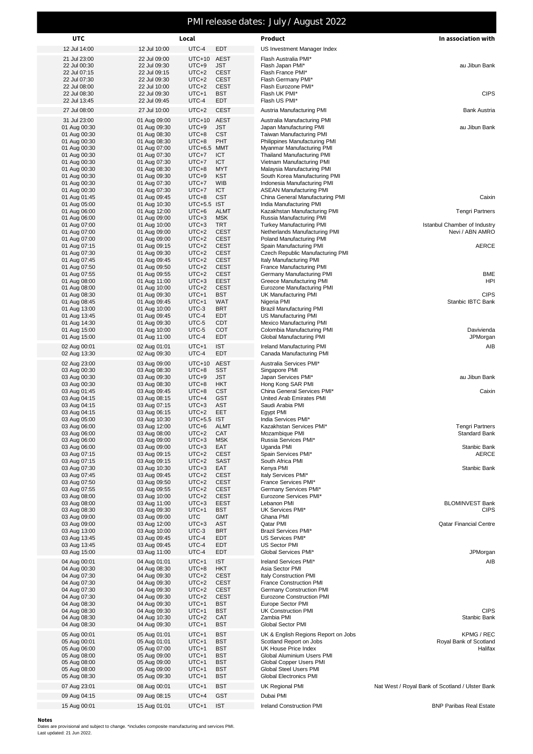# PMI release dates: July / August 2022

| UTC | Local | | | Product | In association with |
|---|---|---|---|---|---|
| 12 Jul 14:00 | 12 Jul 10:00 | UTC-4 | EDT | US Investment Manager Index | |
| 21 Jul 23:00 | 22 Jul 09:00 | UTC+10 | AEST | Flash Australia PMI* | |
| 22 Jul 00:30 | 22 Jul 09:30 | UTC+9 | JST | Flash Japan PMI* | au Jibun Bank |
| 22 Jul 07:15 | 22 Jul 09:15 | UTC+2 | CEST | Flash France PMI* | |
| 22 Jul 07:30 | 22 Jul 09:30 | UTC+2 | CEST | Flash Germany PMI* | |
| 22 Jul 08:00 | 22 Jul 10:00 | UTC+2 | CEST | Flash Eurozone PMI* | |
| 22 Jul 08:30 | 22 Jul 09:30 | UTC+1 | BST | Flash UK PMI* | CIPS |
| 22 Jul 13:45 | 22 Jul 09:45 | UTC-4 | EDT | Flash US PMI* | |
| 27 Jul 08:00 | 27 Jul 10:00 | UTC+2 | CEST | Austria Manufacturing PMI | Bank Austria |
| 31 Jul 23:00 | 01 Aug 09:00 | UTC+10 | AEST | Australia Manufacturing PMI | |
| 01 Aug 00:30 | 01 Aug 09:30 | UTC+9 | JST | Japan Manufacturing PMI | au Jibun Bank |
| 01 Aug 00:30 | 01 Aug 08:30 | UTC+8 | CST | Taiwan Manufacturing PMI | |
| 01 Aug 00:30 | 01 Aug 08:30 | UTC+8 | PHT | Philippines Manufacturing PMI | |
| 01 Aug 00:30 | 01 Aug 07:00 | UTC+6.5 | MMT | Myanmar Manufacturing PMI | |
| 01 Aug 00:30 | 01 Aug 07:30 | UTC+7 | ICT | Thailand Manufacturing PMI | |
| 01 Aug 00:30 | 01 Aug 07:30 | UTC+7 | ICT | Vietnam Manufacturing PMI | |
| 01 Aug 00:30 | 01 Aug 08:30 | UTC+8 | MYT | Malaysia Manufacturing PMI | |
| 01 Aug 00:30 | 01 Aug 09:30 | UTC+9 | KST | South Korea Manufacturing PMI | |
| 01 Aug 00:30 | 01 Aug 07:30 | UTC+7 | WIB | Indonesia Manufacturing PMI | |
| 01 Aug 00:30 | 01 Aug 07:30 | UTC+7 | ICT | ASEAN Manufacturing PMI | |
| 01 Aug 01:45 | 01 Aug 09:45 | UTC+8 | CST | China General Manufacturing PMI | Caixin |
| 01 Aug 05:00 | 01 Aug 10:30 | UTC+5.5 | IST | India Manufacturing PMI | |
| 01 Aug 06:00 | 01 Aug 12:00 | UTC+6 | ALMT | Kazakhstan Manufacturing PMI | Tengri Partners |
| 01 Aug 06:00 | 01 Aug 09:00 | UTC+3 | MSK | Russia Manufacturing PMI | |
| 01 Aug 07:00 | 01 Aug 10:00 | UTC+3 | TRT | Turkey Manufacturing PMI | Istanbul Chamber of Industry |
| 01 Aug 07:00 | 01 Aug 09:00 | UTC+2 | CEST | Netherlands Manufacturing PMI | Nevi / ABN AMRO |
| 01 Aug 07:00 | 01 Aug 09:00 | UTC+2 | CEST | Poland Manufacturing PMI | |
| 01 Aug 07:15 | 01 Aug 09:15 | UTC+2 | CEST | Spain Manufacturing PMI | AERCE |
| 01 Aug 07:30 | 01 Aug 09:30 | UTC+2 | CEST | Czech Republic Manufacturing PMI | |
| 01 Aug 07:45 | 01 Aug 09:45 | UTC+2 | CEST | Italy Manufacturing PMI | |
| 01 Aug 07:50 | 01 Aug 09:50 | UTC+2 | CEST | France Manufacturing PMI | |
| 01 Aug 07:55 | 01 Aug 09:55 | UTC+2 | CEST | Germany Manufacturing PMI | BME |
| 01 Aug 08:00 | 01 Aug 11:00 | UTC+3 | EEST | Greece Manufacturing PMI | HPI |
| 01 Aug 08:00 | 01 Aug 10:00 | UTC+2 | CEST | Eurozone Manufacturing PMI | |
| 01 Aug 08:30 | 01 Aug 09:30 | UTC+1 | BST | UK Manufacturing PMI | CIPS |
| 01 Aug 08:45 | 01 Aug 09:45 | UTC+1 | WAT | Nigeria PMI | Stanbic IBTC Bank |
| 01 Aug 13:00 | 01 Aug 10:00 | UTC-3 | BRT | Brazil Manufacturing PMI | |
| 01 Aug 13:45 | 01 Aug 09:45 | UTC-4 | EDT | US Manufacturing PMI | |
| 01 Aug 14:30 | 01 Aug 09:30 | UTC-5 | CDT | Mexico Manufacturing PMI | |
| 01 Aug 15:00 | 01 Aug 10:00 | UTC-5 | COT | Colombia Manufacturing PMI | Davivienda |
| 01 Aug 15:00 | 01 Aug 11:00 | UTC-4 | EDT | Global Manufacturing PMI | JPMorgan |
| 02 Aug 00:01 | 02 Aug 01:01 | UTC+1 | IST | Ireland Manufacturing PMI | AIB |
| 02 Aug 13:30 | 02 Aug 09:30 | UTC-4 | EDT | Canada Manufacturing PMI | |
| 02 Aug 23:00 | 03 Aug 09:00 | UTC+10 | AEST | Australia Services PMI* | |
| 03 Aug 00:30 | 03 Aug 08:30 | UTC+8 | SST | Singapore PMI | |
| 03 Aug 00:30 | 03 Aug 09:30 | UTC+9 | JST | Japan Services PMI* | au Jibun Bank |
| 03 Aug 00:30 | 03 Aug 08:30 | UTC+8 | HKT | Hong Kong SAR PMI | |
| 03 Aug 01:45 | 03 Aug 09:45 | UTC+8 | CST | China General Services PMI* | Caixin |
| 03 Aug 04:15 | 03 Aug 08:15 | UTC+4 | GST | United Arab Emirates PMI | |
| 03 Aug 04:15 | 03 Aug 07:15 | UTC+3 | AST | Saudi Arabia PMI | |
| 03 Aug 04:15 | 03 Aug 06:15 | UTC+2 | EET | Egypt PMI | |
| 03 Aug 05:00 | 03 Aug 10:30 | UTC+5.5 | IST | India Services PMI* | |
| 03 Aug 06:00 | 03 Aug 12:00 | UTC+6 | ALMT | Kazakhstan Services PMI* | Tengri Partners |
| 03 Aug 06:00 | 03 Aug 08:00 | UTC+2 | CAT | Mozambique PMI | Standard Bank |
| 03 Aug 06:00 | 03 Aug 09:00 | UTC+3 | MSK | Russia Services PMI* | |
| 03 Aug 06:00 | 03 Aug 09:00 | UTC+3 | EAT | Uganda PMI | Stanbic Bank |
| 03 Aug 07:15 | 03 Aug 09:15 | UTC+2 | CEST | Spain Services PMI* | AERCE |
| 03 Aug 07:15 | 03 Aug 09:15 | UTC+2 | SAST | South Africa PMI | |
| 03 Aug 07:30 | 03 Aug 10:30 | UTC+3 | EAT | Kenya PMI | Stanbic Bank |
| 03 Aug 07:45 | 03 Aug 09:45 | UTC+2 | CEST | Italy Services PMI* | |
| 03 Aug 07:50 | 03 Aug 09:50 | UTC+2 | CEST | France Services PMI* | |
| 03 Aug 07:55 | 03 Aug 09:55 | UTC+2 | CEST | Germany Services PMI* | |
| 03 Aug 08:00 | 03 Aug 10:00 | UTC+2 | CEST | Eurozone Services PMI* | |
| 03 Aug 08:00 | 03 Aug 11:00 | UTC+3 | EEST | Lebanon PMI | BLOMINVEST Bank |
| 03 Aug 08:30 | 03 Aug 09:30 | UTC+1 | BST | UK Services PMI* | CIPS |
| 03 Aug 09:00 | 03 Aug 09:00 | UTC | GMT | Ghana PMI | |
| 03 Aug 09:00 | 03 Aug 12:00 | UTC+3 | AST | Qatar PMI | Qatar Financial Centre |
| 03 Aug 13:00 | 03 Aug 10:00 | UTC-3 | BRT | Brazil Services PMI* | |
| 03 Aug 13:45 | 03 Aug 09:45 | UTC-4 | EDT | US Services PMI* | |
| 03 Aug 13:45 | 03 Aug 09:45 | UTC-4 | EDT | US Sector PMI | |
| 03 Aug 15:00 | 03 Aug 11:00 | UTC-4 | EDT | Global Services PMI* | JPMorgan |
| 04 Aug 00:01 | 04 Aug 01:01 | UTC+1 | IST | Ireland Services PMI* | AIB |
| 04 Aug 00:30 | 04 Aug 08:30 | UTC+8 | HKT | Asia Sector PMI | |
| 04 Aug 07:30 | 04 Aug 09:30 | UTC+2 | CEST | Italy Construction PMI | |
| 04 Aug 07:30 | 04 Aug 09:30 | UTC+2 | CEST | France Construction PMI | |
| 04 Aug 07:30 | 04 Aug 09:30 | UTC+2 | CEST | Germany Construction PMI | |
| 04 Aug 07:30 | 04 Aug 09:30 | UTC+2 | CEST | Eurozone Construction PMI | |
| 04 Aug 08:30 | 04 Aug 09:30 | UTC+1 | BST | Europe Sector PMI | |
| 04 Aug 08:30 | 04 Aug 09:30 | UTC+1 | BST | UK Construction PMI | CIPS |
| 04 Aug 08:30 | 04 Aug 10:30 | UTC+2 | CAT | Zambia PMI | Stanbic Bank |
| 04 Aug 08:30 | 04 Aug 09:30 | UTC+1 | BST | Global Sector PMI | |
| 05 Aug 00:01 | 05 Aug 01:01 | UTC+1 | BST | UK & English Regions Report on Jobs | KPMG / REC |
| 05 Aug 00:01 | 05 Aug 01:01 | UTC+1 | BST | Scotland Report on Jobs | Royal Bank of Scotland |
| 05 Aug 06:00 | 05 Aug 07:00 | UTC+1 | BST | UK House Price Index | Halifax |
| 05 Aug 08:00 | 05 Aug 09:00 | UTC+1 | BST | Global Aluminium Users PMI | |
| 05 Aug 08:00 | 05 Aug 09:00 | UTC+1 | BST | Global Copper Users PMI | |
| 05 Aug 08:00 | 05 Aug 09:00 | UTC+1 | BST | Global Steel Users PMI | |
| 05 Aug 08:30 | 05 Aug 09:30 | UTC+1 | BST | Global Electronics PMI | |
| 07 Aug 23:01 | 08 Aug 00:01 | UTC+1 | BST | UK Regional PMI | Nat West / Royal Bank of Scotland / Ulster Bank |
| 09 Aug 04:15 | 09 Aug 08:15 | UTC+4 | GST | Dubai PMI | |
| 15 Aug 00:01 | 15 Aug 01:01 | UTC+1 | IST | Ireland Construction PMI | BNP Paribas Real Estate |

**Notes**

Dates are provisional and subject to change. *includes composite manufacturing and services PMI.
Last updated: 21 Jun 2022.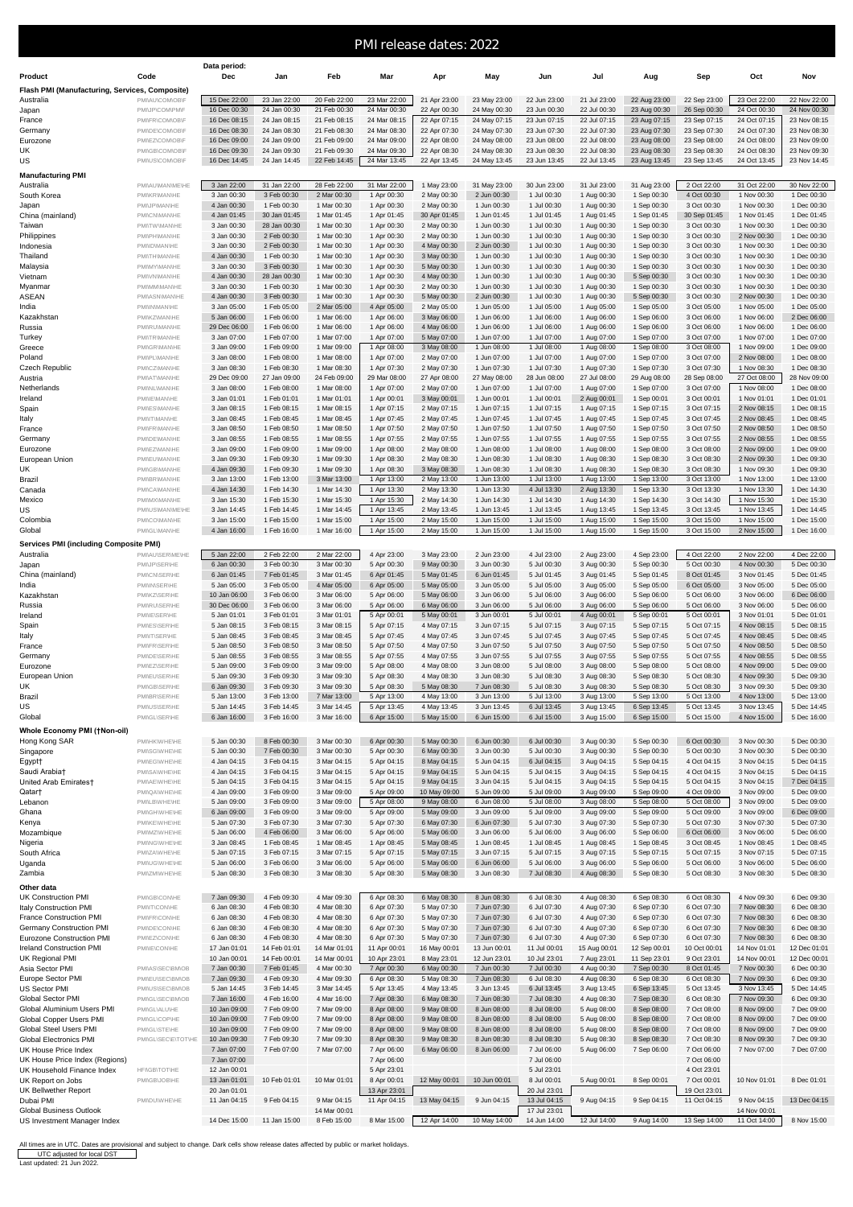# PMI release dates: 2022

| Product | Code | Data period: Dec | Jan | Feb | Mar | Apr | May | Jun | Jul | Aug | Sep | Oct | Nov |
|---|---|---|---|---|---|---|---|---|---|---|---|---|---|
| **Flash PMI (Manufacturing, Services, Composite)** | | | | | | | | | | | | | |
| Australia | PMI\AU\COM\OB\F | 15 Dec 22:00 | 23 Jan 22:00 | 20 Feb 22:00 | 23 Mar 22:00 | 21 Apr 23:00 | 23 May 23:00 | 22 Jun 23:00 | 21 Jul 23:00 | 22 Aug 23:00 | 22 Sep 23:00 | 23 Oct 22:00 | 22 Nov 22:00 |
| Japan | PMI\JP\COM\PM\F | 16 Dec 00:30 | 24 Jan 00:30 | 21 Feb 00:30 | 24 Mar 00:30 | 22 Apr 00:30 | 24 May 00:30 | 23 Jun 00:30 | 22 Jul 00:30 | 23 Aug 00:30 | 26 Sep 00:30 | 24 Oct 00:30 | 24 Nov 00:30 |
| France | PMI\FR\COM\OB\F | 16 Dec 08:15 | 24 Jan 08:15 | 21 Feb 08:15 | 24 Mar 08:15 | 22 Apr 07:15 | 24 May 07:15 | 23 Jun 07:15 | 22 Jul 07:15 | 23 Aug 07:15 | 23 Sep 07:15 | 24 Oct 07:15 | 23 Nov 08:15 |
| Germany | PMI\DE\COM\OB\F | 16 Dec 08:30 | 24 Jan 08:30 | 21 Feb 08:30 | 24 Mar 08:30 | 22 Apr 07:30 | 24 May 07:30 | 23 Jun 07:30 | 22 Jul 07:30 | 23 Aug 07:30 | 23 Sep 07:30 | 24 Oct 07:30 | 23 Nov 08:30 |
| Eurozone | PMI\EZ\COM\OB\F | 16 Dec 09:00 | 24 Jan 09:00 | 21 Feb 09:00 | 24 Mar 09:00 | 22 Apr 08:00 | 24 May 08:00 | 23 Jun 08:00 | 22 Jul 08:00 | 23 Aug 08:00 | 23 Sep 08:00 | 24 Oct 08:00 | 23 Nov 09:00 |
| UK | PMI\GB\COM\OB\F | 16 Dec 09:30 | 24 Jan 09:30 | 21 Feb 09:30 | 24 Mar 09:30 | 22 Apr 08:30 | 24 May 08:30 | 23 Jun 08:30 | 22 Jul 08:30 | 23 Aug 08:30 | 23 Sep 08:30 | 24 Oct 08:30 | 23 Nov 09:30 |
| US | PMI\US\COM\OB\F | 16 Dec 14:45 | 24 Jan 14:45 | 22 Feb 14:45 | 24 Mar 13:45 | 22 Apr 13:45 | 24 May 13:45 | 23 Jun 13:45 | 22 Jul 13:45 | 23 Aug 13:45 | 23 Sep 13:45 | 24 Oct 13:45 | 23 Nov 14:45 |
| **Manufacturing PMI** | | | | | | | | | | | | | |
| Australia | PMI\AU\MAN\ME\HE | 3 Jan 22:00 | 31 Jan 22:00 | 28 Feb 22:00 | 31 Mar 22:00 | 1 May 23:00 | 31 May 23:00 | 30 Jun 23:00 | 31 Jul 23:00 | 31 Aug 23:00 | 2 Oct 22:00 | 31 Oct 22:00 | 30 Nov 22:00 |
| South Korea | PMI\KR\MAN\HE | 3 Jan 00:30 | 3 Feb 00:30 | 2 Mar 00:30 | 1 Apr 00:30 | 2 May 00:30 | 2 Jun 00:30 | 1 Jul 00:30 | 1 Aug 00:30 | 1 Sep 00:30 | 4 Oct 00:30 | 1 Nov 00:30 | 1 Dec 00:30 |
| Japan | PMI\JP\MAN\HE | 4 Jan 00:30 | 1 Feb 00:30 | 1 Mar 00:30 | 1 Apr 00:30 | 2 May 00:30 | 1 Jun 00:30 | 1 Jul 00:30 | 1 Aug 00:30 | 1 Sep 00:30 | 3 Oct 00:30 | 1 Nov 00:30 | 1 Dec 00:30 |
| China (mainland) | PMI\CN\MAN\HE | 4 Jan 01:45 | 30 Jan 01:45 | 1 Mar 01:45 | 1 Apr 01:45 | 30 Apr 01:45 | 1 Jun 01:45 | 1 Jul 01:45 | 1 Aug 01:45 | 1 Sep 01:45 | 30 Sep 01:45 | 1 Nov 01:45 | 1 Dec 01:45 |
| Taiwan | PMI\TW\MAN\HE | 3 Jan 00:30 | 28 Jan 00:30 | 1 Mar 00:30 | 1 Apr 00:30 | 2 May 00:30 | 1 Jun 00:30 | 1 Jul 00:30 | 1 Aug 00:30 | 1 Sep 00:30 | 3 Oct 00:30 | 1 Nov 00:30 | 1 Dec 00:30 |
| Philippines | PMI\PH\MAN\HE | 3 Jan 00:30 | 2 Feb 00:30 | 1 Mar 00:30 | 1 Apr 00:30 | 2 May 00:30 | 1 Jun 00:30 | 1 Jul 00:30 | 1 Aug 00:30 | 1 Sep 00:30 | 3 Oct 00:30 | 2 Nov 00:30 | 1 Dec 00:30 |
| Indonesia | PMI\ID\MAN\HE | 3 Jan 00:30 | 2 Feb 00:30 | 1 Mar 00:30 | 1 Apr 00:30 | 4 May 00:30 | 2 Jun 00:30 | 1 Jul 00:30 | 1 Aug 00:30 | 1 Sep 00:30 | 3 Oct 00:30 | 1 Nov 00:30 | 1 Dec 00:30 |
| Thailand | PMI\TH\MAN\HE | 4 Jan 00:30 | 1 Feb 00:30 | 1 Mar 00:30 | 1 Apr 00:30 | 3 May 00:30 | 1 Jun 00:30 | 1 Jul 00:30 | 1 Aug 00:30 | 1 Sep 00:30 | 3 Oct 00:30 | 1 Nov 00:30 | 1 Dec 00:30 |
| Malaysia | PMI\MY\MAN\HE | 3 Jan 00:30 | 3 Feb 00:30 | 1 Mar 00:30 | 1 Apr 00:30 | 5 May 00:30 | 1 Jun 00:30 | 1 Jul 00:30 | 1 Aug 00:30 | 1 Sep 00:30 | 3 Oct 00:30 | 1 Nov 00:30 | 1 Dec 00:30 |
| Vietnam | PMI\VN\MAN\HE | 4 Jan 00:30 | 28 Jan 00:30 | 1 Mar 00:30 | 1 Apr 00:30 | 4 May 00:30 | 1 Jun 00:30 | 1 Jul 00:30 | 1 Aug 00:30 | 5 Sep 00:30 | 3 Oct 00:30 | 1 Nov 00:30 | 1 Dec 00:30 |
| Myanmar | PMI\MM\MAN\HE | 3 Jan 00:30 | 1 Feb 00:30 | 1 Mar 00:30 | 1 Apr 00:30 | 2 May 00:30 | 1 Jun 00:30 | 1 Jul 00:30 | 1 Aug 00:30 | 1 Sep 00:30 | 3 Oct 00:30 | 1 Nov 00:30 | 1 Dec 00:30 |
| ASEAN | PMI\ASN\MAN\HE | 4 Jan 00:30 | 3 Feb 00:30 | 1 Mar 00:30 | 1 Apr 00:30 | 5 May 00:30 | 2 Jun 00:30 | 1 Jul 00:30 | 1 Aug 00:30 | 5 Sep 00:30 | 3 Oct 00:30 | 2 Nov 00:30 | 1 Dec 00:30 |
| India | PMI\IN\MAN\HE | 3 Jan 05:00 | 1 Feb 05:00 | 2 Mar 05:00 | 4 Apr 05:00 | 2 May 05:00 | 1 Jun 05:00 | 1 Jul 05:00 | 1 Aug 05:00 | 1 Sep 05:00 | 3 Oct 05:00 | 1 Nov 05:00 | 1 Dec 05:00 |
| Kazakhstan | PMI\KZ\MAN\HE | 5 Jan 06:00 | 1 Feb 06:00 | 1 Mar 06:00 | 1 Apr 06:00 | 3 May 06:00 | 1 Jun 06:00 | 1 Jul 06:00 | 1 Aug 06:00 | 1 Sep 06:00 | 3 Oct 06:00 | 1 Nov 06:00 | 2 Dec 06:00 |
| Russia | PMI\RU\MAN\HE | 29 Dec 06:00 | 1 Feb 06:00 | 1 Mar 06:00 | 1 Apr 06:00 | 4 May 06:00 | 1 Jun 06:00 | 1 Jul 06:00 | 1 Aug 06:00 | 1 Sep 06:00 | 3 Oct 06:00 | 1 Nov 06:00 | 1 Dec 06:00 |
| Turkey | PMI\TR\MAN\HE | 3 Jan 07:00 | 1 Feb 07:00 | 1 Mar 07:00 | 1 Apr 07:00 | 5 May 07:00 | 1 Jun 07:00 | 1 Jul 07:00 | 1 Aug 07:00 | 1 Sep 07:00 | 3 Oct 07:00 | 1 Nov 07:00 | 1 Dec 07:00 |
| Greece | PMI\GR\MAN\HE | 3 Jan 09:00 | 1 Feb 09:00 | 1 Mar 09:00 | 1 Apr 08:00 | 3 May 08:00 | 1 Jun 08:00 | 1 Jul 08:00 | 1 Aug 08:00 | 1 Sep 08:00 | 3 Oct 08:00 | 1 Nov 09:00 | 1 Dec 09:00 |
| Poland | PMI\PL\MAN\HE | 3 Jan 08:00 | 1 Feb 08:00 | 1 Mar 08:00 | 1 Apr 07:00 | 2 May 07:00 | 1 Jun 07:00 | 1 Jul 07:00 | 1 Aug 07:00 | 1 Sep 07:00 | 3 Oct 07:00 | 2 Nov 08:00 | 1 Dec 08:00 |
| Czech Republic | PMI\CZ\MAN\HE | 3 Jan 08:30 | 1 Feb 08:30 | 1 Mar 08:30 | 1 Apr 07:30 | 2 May 07:30 | 1 Jun 07:30 | 1 Jul 07:30 | 1 Aug 07:30 | 1 Sep 07:30 | 3 Oct 07:30 | 1 Nov 08:30 | 1 Dec 08:30 |
| Austria | PMI\AT\MAN\HE | 29 Dec 09:00 | 27 Jan 09:00 | 24 Feb 09:00 | 29 Mar 08:00 | 27 Apr 08:00 | 27 May 08:00 | 28 Jun 08:00 | 27 Jul 08:00 | 29 Aug 08:00 | 28 Sep 08:00 | 27 Oct 08:00 | 28 Nov 09:00 |
| Netherlands | PMI\NL\MAN\HE | 3 Jan 08:00 | 1 Feb 08:00 | 1 Mar 08:00 | 1 Apr 07:00 | 2 May 07:00 | 1 Jun 07:00 | 1 Jul 07:00 | 1 Aug 07:00 | 1 Sep 07:00 | 3 Oct 07:00 | 1 Nov 08:00 | 1 Dec 08:00 |
| Ireland | PMI\IE\MAN\HE | 3 Jan 01:01 | 1 Feb 01:01 | 1 Mar 01:01 | 1 Apr 00:01 | 3 May 00:01 | 1 Jun 00:01 | 1 Jul 00:01 | 2 Aug 00:01 | 1 Sep 00:01 | 3 Oct 00:01 | 1 Nov 01:01 | 1 Dec 01:01 |
| Spain | PMI\ES\MAN\HE | 3 Jan 08:15 | 1 Feb 08:15 | 1 Mar 08:15 | 1 Apr 07:15 | 2 May 07:15 | 1 Jun 07:15 | 1 Jul 07:15 | 1 Aug 07:15 | 1 Sep 07:15 | 3 Oct 07:15 | 2 Nov 08:15 | 1 Dec 08:15 |
| Italy | PMI\IT\MAN\HE | 3 Jan 08:45 | 1 Feb 08:45 | 1 Mar 08:45 | 1 Apr 07:45 | 2 May 07:45 | 1 Jun 07:45 | 1 Jul 07:45 | 1 Aug 07:45 | 1 Sep 07:45 | 3 Oct 07:45 | 2 Nov 08:45 | 1 Dec 08:45 |
| France | PMI\FR\MAN\HE | 3 Jan 08:50 | 1 Feb 08:50 | 1 Mar 08:50 | 1 Apr 07:50 | 2 May 07:50 | 1 Jun 07:50 | 1 Jul 07:50 | 1 Aug 07:50 | 1 Sep 07:50 | 3 Oct 07:50 | 2 Nov 08:50 | 1 Dec 08:50 |
| Germany | PMI\DE\MAN\HE | 3 Jan 08:55 | 1 Feb 08:55 | 1 Mar 08:55 | 1 Apr 07:55 | 2 May 07:55 | 1 Jun 07:55 | 1 Jul 07:55 | 1 Aug 07:55 | 1 Sep 07:55 | 3 Oct 07:55 | 2 Nov 08:55 | 1 Dec 08:55 |
| Eurozone | PMI\EZ\MAN\HE | 3 Jan 09:00 | 1 Feb 09:00 | 1 Mar 09:00 | 1 Apr 08:00 | 2 May 08:00 | 1 Jun 08:00 | 1 Jul 08:00 | 1 Aug 08:00 | 1 Sep 08:00 | 3 Oct 08:00 | 2 Nov 09:00 | 1 Dec 09:00 |
| European Union | PMI\EU\MAN\HE | 3 Jan 09:30 | 1 Feb 09:30 | 1 Mar 09:30 | 1 Apr 08:30 | 2 May 08:30 | 1 Jun 08:30 | 1 Jul 08:30 | 1 Aug 08:30 | 1 Sep 08:30 | 3 Oct 08:30 | 2 Nov 09:30 | 1 Dec 09:30 |
| UK | PMI\GB\MAN\HE | 4 Jan 09:30 | 1 Feb 09:30 | 1 Mar 09:30 | 1 Apr 08:30 | 3 May 08:30 | 1 Jun 08:30 | 1 Jul 08:30 | 1 Aug 08:30 | 1 Sep 08:30 | 3 Oct 08:30 | 1 Nov 09:30 | 1 Dec 09:30 |
| Brazil | PMI\BR\MAN\HE | 3 Jan 13:00 | 1 Feb 13:00 | 3 Mar 13:00 | 1 Apr 13:00 | 2 May 13:00 | 1 Jun 13:00 | 1 Jul 13:00 | 1 Aug 13:00 | 1 Sep 13:00 | 3 Oct 13:00 | 1 Nov 13:00 | 1 Dec 13:00 |
| Canada | PMI\CA\MAN\HE | 4 Jan 14:30 | 1 Feb 14:30 | 1 Mar 14:30 | 1 Apr 13:30 | 2 May 13:30 | 1 Jun 13:30 | 4 Jul 13:30 | 2 Aug 13:30 | 1 Sep 13:30 | 3 Oct 13:30 | 1 Nov 13:30 | 1 Dec 14:30 |
| Mexico | PMI\MX\MAN\HE | 3 Jan 15:30 | 1 Feb 15:30 | 1 Mar 15:30 | 1 Apr 15:30 | 2 May 14:30 | 1 Jun 14:30 | 1 Jul 14:30 | 1 Aug 14:30 | 1 Sep 14:30 | 3 Oct 14:30 | 1 Nov 15:30 | 1 Dec 15:30 |
| US | PMI\US\MAN\ME\HE | 3 Jan 14:45 | 1 Feb 14:45 | 1 Mar 14:45 | 1 Apr 13:45 | 2 May 13:45 | 1 Jun 13:45 | 1 Jul 13:45 | 1 Aug 13:45 | 1 Sep 13:45 | 3 Oct 13:45 | 1 Nov 13:45 | 1 Dec 14:45 |
| Colombia | PMI\CO\MAN\HE | 3 Jan 15:00 | 1 Feb 15:00 | 1 Mar 15:00 | 1 Apr 15:00 | 2 May 15:00 | 1 Jun 15:00 | 1 Jul 15:00 | 1 Aug 15:00 | 1 Sep 15:00 | 3 Oct 15:00 | 1 Nov 15:00 | 1 Dec 15:00 |
| Global | PMI\GL\MAN\HE | 4 Jan 16:00 | 1 Feb 16:00 | 1 Mar 16:00 | 1 Apr 15:00 | 2 May 15:00 | 1 Jun 15:00 | 1 Jul 15:00 | 1 Aug 15:00 | 1 Sep 15:00 | 3 Oct 15:00 | 2 Nov 15:00 | 1 Dec 16:00 |
| **Services PMI (including Composite PMI)** | | | | | | | | | | | | | |
| Australia | PMI\AU\SER\ME\HE | 5 Jan 22:00 | 2 Feb 22:00 | 2 Mar 22:00 | 4 Apr 23:00 | 3 May 23:00 | 2 Jun 23:00 | 4 Jul 23:00 | 2 Aug 23:00 | 4 Sep 23:00 | 4 Oct 22:00 | 2 Nov 22:00 | 4 Dec 22:00 |
| Japan | PMI\JP\SER\HE | 6 Jan 00:30 | 3 Feb 00:30 | 3 Mar 00:30 | 5 Apr 00:30 | 9 May 00:30 | 3 Jun 00:30 | 5 Jul 00:30 | 3 Aug 00:30 | 5 Sep 00:30 | 5 Oct 00:30 | 4 Nov 00:30 | 5 Dec 00:30 |
| China (mainland) | PMI\CN\SER\HE | 6 Jan 01:45 | 7 Feb 01:45 | 3 Mar 01:45 | 6 Apr 01:45 | 5 May 01:45 | 6 Jun 01:45 | 5 Jul 01:45 | 3 Aug 01:45 | 5 Sep 01:45 | 8 Oct 01:45 | 3 Nov 01:45 | 5 Dec 01:45 |
| India | PMI\IN\SER\HE | 5 Jan 05:00 | 3 Feb 05:00 | 4 Mar 05:00 | 6 Apr 05:00 | 5 May 05:00 | 3 Jun 05:00 | 5 Jul 05:00 | 3 Aug 05:00 | 5 Sep 05:00 | 6 Oct 05:00 | 3 Nov 05:00 | 5 Dec 05:00 |
| Kazakhstan | PMI\KZ\SER\HE | 10 Jan 06:00 | 3 Feb 06:00 | 3 Mar 06:00 | 5 Apr 06:00 | 5 May 06:00 | 3 Jun 06:00 | 5 Jul 06:00 | 3 Aug 06:00 | 5 Sep 06:00 | 5 Oct 06:00 | 3 Nov 06:00 | 6 Dec 06:00 |
| Russia | PMI\RU\SER\HE | 30 Dec 06:00 | 3 Feb 06:00 | 3 Mar 06:00 | 5 Apr 06:00 | 6 May 06:00 | 3 Jun 06:00 | 5 Jul 06:00 | 3 Aug 06:00 | 5 Sep 06:00 | 5 Oct 06:00 | 3 Nov 06:00 | 5 Dec 06:00 |
| Ireland | PMI\IE\SER\HE | 5 Jan 01:01 | 3 Feb 01:01 | 3 Mar 01:01 | 5 Apr 00:01 | 5 May 00:01 | 3 Jun 00:01 | 5 Jul 00:01 | 4 Aug 00:01 | 5 Sep 00:01 | 5 Oct 00:01 | 3 Nov 01:01 | 5 Dec 01:01 |
| Spain | PMI\ES\SER\HE | 5 Jan 08:15 | 3 Feb 08:15 | 3 Mar 08:15 | 5 Apr 07:15 | 4 May 07:15 | 3 Jun 07:15 | 5 Jul 07:15 | 3 Aug 07:15 | 5 Sep 07:15 | 5 Oct 07:15 | 4 Nov 08:15 | 5 Dec 08:15 |
| Italy | PMI\IT\SER\HE | 5 Jan 08:45 | 3 Feb 08:45 | 3 Mar 08:45 | 5 Apr 07:45 | 4 May 07:45 | 3 Jun 07:45 | 5 Jul 07:45 | 3 Aug 07:45 | 5 Sep 07:45 | 5 Oct 07:45 | 4 Nov 08:45 | 5 Dec 08:45 |
| France | PMI\FR\SER\HE | 5 Jan 08:50 | 3 Feb 08:50 | 3 Mar 08:50 | 5 Apr 07:50 | 4 May 07:50 | 3 Jun 07:50 | 5 Jul 07:50 | 3 Aug 07:50 | 5 Sep 07:50 | 5 Oct 07:50 | 4 Nov 08:50 | 5 Dec 08:50 |
| Germany | PMI\DE\SER\HE | 5 Jan 08:55 | 3 Feb 08:55 | 3 Mar 08:55 | 5 Apr 07:55 | 4 May 07:55 | 3 Jun 07:55 | 5 Jul 07:55 | 3 Aug 07:55 | 5 Sep 07:55 | 5 Oct 07:55 | 4 Nov 08:55 | 5 Dec 08:55 |
| Eurozone | PMI\EZ\SER\HE | 5 Jan 09:00 | 3 Feb 09:00 | 3 Mar 09:00 | 5 Apr 08:00 | 4 May 08:00 | 3 Jun 08:00 | 5 Jul 08:00 | 3 Aug 08:00 | 5 Sep 08:00 | 5 Oct 08:00 | 4 Nov 09:00 | 5 Dec 09:00 |
| European Union | PMI\EU\SER\HE | 5 Jan 09:30 | 3 Feb 09:30 | 3 Mar 09:30 | 5 Apr 08:30 | 4 May 08:30 | 3 Jun 08:30 | 5 Jul 08:30 | 3 Aug 08:30 | 5 Sep 08:30 | 5 Oct 08:30 | 4 Nov 09:30 | 5 Dec 09:30 |
| UK | PMI\GB\SER\HE | 6 Jan 09:30 | 3 Feb 09:30 | 3 Mar 09:30 | 5 Apr 08:30 | 5 May 08:30 | 7 Jun 08:30 | 5 Jul 08:30 | 3 Aug 08:30 | 5 Sep 08:30 | 5 Oct 08:30 | 3 Nov 09:30 | 5 Dec 09:30 |
| Brazil | PMI\BR\SER\HE | 5 Jan 13:00 | 3 Feb 13:00 | 7 Mar 13:00 | 5 Apr 13:00 | 4 May 13:00 | 3 Jun 13:00 | 5 Jul 13:00 | 3 Aug 13:00 | 5 Sep 13:00 | 5 Oct 13:00 | 4 Nov 13:00 | 5 Dec 13:00 |
| US | PMI\US\SER\HE | 5 Jan 14:45 | 3 Feb 14:45 | 3 Mar 14:45 | 5 Apr 13:45 | 4 May 13:45 | 3 Jun 13:45 | 6 Jul 13:45 | 3 Aug 13:45 | 6 Sep 13:45 | 5 Oct 13:45 | 3 Nov 13:45 | 5 Dec 14:45 |
| Global | PMI\GL\SER\HE | 6 Jan 16:00 | 3 Feb 16:00 | 3 Mar 16:00 | 6 Apr 15:00 | 5 May 15:00 | 6 Jun 15:00 | 6 Jul 15:00 | 3 Aug 15:00 | 6 Sep 15:00 | 5 Oct 15:00 | 4 Nov 15:00 | 5 Dec 16:00 |
| **Whole Economy PMI (†Non-oil)** | | | | | | | | | | | | | |
| Hong Kong SAR | PMI\HK\WHE\HE | 5 Jan 00:30 | 8 Feb 00:30 | 3 Mar 00:30 | 6 Apr 00:30 | 5 May 00:30 | 6 Jun 00:30 | 6 Jul 00:30 | 3 Aug 00:30 | 5 Sep 00:30 | 6 Oct 00:30 | 3 Nov 00:30 | 5 Dec 00:30 |
| Singapore | PMI\SG\WHE\HE | 5 Jan 00:30 | 7 Feb 00:30 | 3 Mar 00:30 | 5 Apr 00:30 | 6 May 00:30 | 3 Jun 00:30 | 5 Jul 00:30 | 3 Aug 00:30 | 5 Sep 00:30 | 5 Oct 00:30 | 3 Nov 00:30 | 5 Dec 00:30 |
| Egypt† | PMI\EG\WHE\HE | 4 Jan 04:15 | 3 Feb 04:15 | 3 Mar 04:15 | 5 Apr 04:15 | 8 May 04:15 | 5 Jun 04:15 | 6 Jul 04:15 | 3 Aug 04:15 | 5 Sep 04:15 | 4 Oct 04:15 | 3 Nov 04:15 | 5 Dec 04:15 |
| Saudi Arabia† | PMI\SA\WHE\HE | 4 Jan 04:15 | 3 Feb 04:15 | 3 Mar 04:15 | 5 Apr 04:15 | 9 May 04:15 | 5 Jun 04:15 | 5 Jul 04:15 | 3 Aug 04:15 | 5 Sep 04:15 | 4 Oct 04:15 | 3 Nov 04:15 | 5 Dec 04:15 |
| United Arab Emirates† | PMI\AE\WHE\HE | 5 Jan 04:15 | 3 Feb 04:15 | 3 Mar 04:15 | 5 Apr 04:15 | 9 May 04:15 | 3 Jun 04:15 | 5 Jul 04:15 | 3 Aug 04:15 | 5 Sep 04:15 | 5 Oct 04:15 | 3 Nov 04:15 | 7 Dec 04:15 |
| Qatar† | PMI\QA\WHE\HE | 4 Jan 09:00 | 3 Feb 09:00 | 3 Mar 09:00 | 5 Apr 09:00 | 10 May 09:00 | 5 Jun 09:00 | 5 Jul 09:00 | 3 Aug 09:00 | 5 Sep 09:00 | 4 Oct 09:00 | 3 Nov 09:00 | 5 Dec 09:00 |
| Lebanon | PMI\LB\WHE\HE | 5 Jan 09:00 | 3 Feb 09:00 | 3 Mar 09:00 | 5 Apr 08:00 | 9 May 08:00 | 6 Jun 08:00 | 5 Jul 08:00 | 3 Aug 08:00 | 5 Sep 08:00 | 5 Oct 08:00 | 3 Nov 09:00 | 5 Dec 09:00 |
| Ghana | PMI\GH\WHE\HE | 6 Jan 09:00 | 3 Feb 09:00 | 3 Mar 09:00 | 5 Apr 09:00 | 5 May 09:00 | 3 Jun 09:00 | 5 Jul 09:00 | 3 Aug 09:00 | 5 Sep 09:00 | 5 Oct 09:00 | 3 Nov 09:00 | 6 Dec 09:00 |
| Kenya | PMI\KE\WHE\HE | 5 Jan 07:30 | 3 Feb 07:30 | 3 Mar 07:30 | 5 Apr 07:30 | 6 May 07:30 | 6 Jun 07:30 | 5 Jul 07:30 | 3 Aug 07:30 | 5 Sep 07:30 | 5 Oct 07:30 | 3 Nov 07:30 | 5 Dec 07:30 |
| Mozambique | PMI\MZ\WHE\HE | 5 Jan 06:00 | 4 Feb 06:00 | 3 Mar 06:00 | 5 Apr 06:00 | 5 May 06:00 | 3 Jun 06:00 | 5 Jul 06:00 | 3 Aug 06:00 | 5 Sep 06:00 | 6 Oct 06:00 | 3 Nov 06:00 | 5 Dec 06:00 |
| Nigeria | PMI\NG\WHE\HE | 3 Jan 08:45 | 1 Feb 08:45 | 1 Mar 08:45 | 1 Apr 08:45 | 5 May 08:45 | 1 Jun 08:45 | 1 Jul 08:45 | 1 Aug 08:45 | 1 Sep 08:45 | 3 Oct 08:45 | 1 Nov 08:45 | 1 Dec 08:45 |
| South Africa | PMI\ZA\WHE\HE | 5 Jan 07:15 | 3 Feb 07:15 | 3 Mar 07:15 | 5 Apr 07:15 | 5 May 07:15 | 3 Jun 07:15 | 5 Jul 07:15 | 3 Aug 07:15 | 5 Sep 07:15 | 5 Oct 07:15 | 3 Nov 07:15 | 5 Dec 07:15 |
| Uganda | PMI\UG\WHE\HE | 5 Jan 06:00 | 3 Feb 06:00 | 3 Mar 06:00 | 5 Apr 06:00 | 5 May 06:00 | 6 Jun 06:00 | 5 Jul 06:00 | 3 Aug 06:00 | 5 Sep 06:00 | 5 Oct 06:00 | 3 Nov 06:00 | 5 Dec 06:00 |
| Zambia | PMI\ZM\WHE\HE | 5 Jan 08:30 | 3 Feb 08:30 | 3 Mar 08:30 | 5 Apr 08:30 | 5 May 08:30 | 3 Jun 08:30 | 7 Jul 08:30 | 4 Aug 08:30 | 5 Sep 08:30 | 5 Oct 08:30 | 3 Nov 08:30 | 5 Dec 08:30 |
| **Other data** | | | | | | | | | | | | | |
| UK Construction PMI | PMI\GB\CON\HE | 7 Jan 09:30 | 4 Feb 09:30 | 4 Mar 09:30 | 6 Apr 08:30 | 6 May 08:30 | 8 Jun 08:30 | 6 Jul 08:30 | 4 Aug 08:30 | 6 Sep 08:30 | 6 Oct 08:30 | 4 Nov 09:30 | 6 Dec 09:30 |
| Italy Construction PMI | PMI\IT\CON\HE | 6 Jan 08:30 | 4 Feb 08:30 | 4 Mar 08:30 | 6 Apr 07:30 | 5 May 07:30 | 7 Jun 07:30 | 6 Jul 07:30 | 4 Aug 07:30 | 6 Sep 07:30 | 6 Oct 07:30 | 7 Nov 08:30 | 6 Dec 08:30 |
| France Construction PMI | PMI\FR\CON\HE | 6 Jan 08:30 | 4 Feb 08:30 | 4 Mar 08:30 | 6 Apr 07:30 | 5 May 07:30 | 7 Jun 07:30 | 6 Jul 07:30 | 4 Aug 07:30 | 6 Sep 07:30 | 6 Oct 07:30 | 7 Nov 08:30 | 6 Dec 08:30 |
| Germany Construction PMI | PMI\DE\CON\HE | 6 Jan 08:30 | 4 Feb 08:30 | 4 Mar 08:30 | 6 Apr 07:30 | 5 May 07:30 | 7 Jun 07:30 | 6 Jul 07:30 | 4 Aug 07:30 | 6 Sep 07:30 | 6 Oct 07:30 | 7 Nov 08:30 | 6 Dec 08:30 |
| Eurozone Construction PMI | PMI\EZ\CON\HE | 6 Jan 08:30 | 4 Feb 08:30 | 4 Mar 08:30 | 6 Apr 07:30 | 5 May 07:30 | 7 Jun 07:30 | 6 Jul 07:30 | 4 Aug 07:30 | 6 Sep 07:30 | 6 Oct 07:30 | 7 Nov 08:30 | 6 Dec 08:30 |
| Ireland Construction PMI | PMI\IE\CON\HE | 17 Jan 01:01 | 14 Feb 01:01 | 14 Mar 01:01 | 11 Apr 00:01 | 16 May 00:01 | 13 Jun 00:01 | 11 Jul 00:01 | 15 Aug 00:01 | 12 Sep 00:01 | 10 Oct 00:01 | 14 Nov 01:01 | 12 Dec 01:01 |
| UK Regional PMI | | 10 Jan 00:01 | 14 Feb 00:01 | 14 Mar 00:01 | 10 Apr 23:01 | 8 May 23:01 | 12 Jun 23:01 | 10 Jul 23:01 | 7 Aug 23:01 | 11 Sep 23:01 | 9 Oct 23:01 | 14 Nov 00:01 | 12 Dec 00:01 |
| Asia Sector PMI | PMI\AS\SEC\BM\OB | 7 Jan 00:30 | 7 Feb 01:45 | 4 Mar 00:30 | 7 Apr 00:30 | 6 May 00:30 | 7 Jun 00:30 | 7 Jul 00:30 | 4 Aug 00:30 | 7 Sep 00:30 | 8 Oct 01:45 | 7 Nov 00:30 | 6 Dec 00:30 |
| Europe Sector PMI | PMI\EU\SEC\BM\OB | 7 Jan 09:30 | 4 Feb 09:30 | 4 Mar 09:30 | 6 Apr 08:30 | 5 May 08:30 | 7 Jun 08:30 | 6 Jul 08:30 | 4 Aug 08:30 | 6 Sep 08:30 | 6 Oct 08:30 | 7 Nov 09:30 | 6 Dec 09:30 |
| US Sector PMI | PMI\US\SEC\BM\OB | 5 Jan 14:45 | 3 Feb 14:45 | 3 Mar 14:45 | 5 Apr 13:45 | 4 May 13:45 | 3 Jun 13:45 | 6 Jul 13:45 | 3 Aug 13:45 | 6 Sep 13:45 | 5 Oct 13:45 | 3 Nov 13:45 | 5 Dec 14:45 |
| Global Sector PMI | PMI\GL\SEC\BM\OB | 7 Jan 16:00 | 4 Feb 16:00 | 4 Mar 16:00 | 7 Apr 08:30 | 6 May 08:30 | 7 Jun 08:30 | 7 Jul 08:30 | 4 Aug 08:30 | 7 Sep 08:30 | 6 Oct 08:30 | 7 Nov 09:30 | 6 Dec 09:30 |
| Global Aluminium Users PMI | PMI\GL\ALU\HE | 10 Jan 09:00 | 7 Feb 09:00 | 7 Mar 09:00 | 8 Apr 08:00 | 9 May 08:00 | 8 Jun 08:00 | 8 Jul 08:00 | 5 Aug 08:00 | 8 Sep 08:00 | 7 Oct 08:00 | 8 Nov 09:00 | 7 Dec 09:00 |
| Global Copper Users PMI | PMI\GL\COP\HE | 10 Jan 09:00 | 7 Feb 09:00 | 7 Mar 09:00 | 8 Apr 08:00 | 9 May 08:00 | 8 Jun 08:00 | 8 Jul 08:00 | 5 Aug 08:00 | 8 Sep 08:00 | 7 Oct 08:00 | 8 Nov 09:00 | 7 Dec 09:00 |
| Global Steel Users PMI | PMI\GL\STE\HE | 10 Jan 09:00 | 7 Feb 09:00 | 7 Mar 09:00 | 8 Apr 08:00 | 9 May 08:00 | 8 Jun 08:00 | 8 Jul 08:00 | 5 Aug 08:00 | 8 Sep 08:00 | 7 Oct 08:00 | 8 Nov 09:00 | 7 Dec 09:00 |
| Global Electronics PMI | PMI\GL\SEC\E\TOT\HE | 10 Jan 09:30 | 7 Feb 09:30 | 7 Mar 09:30 | 8 Apr 08:30 | 9 May 08:30 | 8 Jun 08:30 | 8 Jul 08:30 | 5 Aug 08:30 | 8 Sep 08:30 | 7 Oct 08:30 | 8 Nov 09:30 | 7 Dec 09:30 |
| UK House Price Index | | 7 Jan 07:00 | 7 Feb 07:00 | 7 Mar 07:00 | 7 Apr 06:00 | 6 May 06:00 | 8 Jun 06:00 | 7 Jul 06:00 | 5 Aug 06:00 | 7 Sep 06:00 | 7 Oct 06:00 | 7 Nov 07:00 | 7 Dec 07:00 |
| UK House Price Index (Regions) | | 7 Jan 07:00 | | | 7 Apr 06:00 | | | 7 Jul 06:00 | | | 7 Oct 06:00 | | |
| UK Household Finance Index | HF\GB\TOT\HE | 12 Jan 00:01 | | | 5 Apr 23:01 | | | 5 Jul 23:01 | | | 4 Oct 23:01 | | |
| UK Report on Jobs | PMI\GB\JOB\HE | 13 Jan 01:01 | 10 Feb 01:01 | 10 Mar 01:01 | 8 Apr 00:01 | 12 May 00:01 | 10 Jun 00:01 | 8 Jul 00:01 | 5 Aug 00:01 | 8 Sep 00:01 | 7 Oct 00:01 | 10 Nov 01:01 | 8 Dec 01:01 |
| UK Bellwether Report | | 20 Jan 01:01 | | | 13 Apr 23:01 | | | 20 Jul 23:01 | | | 19 Oct 23:01 | | |
| Dubai PMI | PMI\DU\WHE\HE | 11 Jan 04:15 | 9 Feb 04:15 | 9 Mar 04:15 | 11 Apr 04:15 | 13 May 04:15 | 9 Jun 04:15 | 13 Jul 04:15 | 9 Aug 04:15 | 9 Sep 04:15 | 11 Oct 04:15 | 9 Nov 04:15 | 13 Dec 04:15 |
| Global Business Outlook | | | | 14 Mar 00:01 | | | | 17 Jul 23:01 | | | | 14 Nov 00:01 | |
| US Investment Manager Index | | 14 Dec 15:00 | 11 Jan 15:00 | 8 Feb 15:00 | 8 Mar 15:00 | 12 Apr 14:00 | 10 May 14:00 | 14 Jun 14:00 | 12 Jul 14:00 | 9 Aug 14:00 | 13 Sep 14:00 | 11 Oct 14:00 | 8 Nov 15:00 |

All times are in UTC. Dates are provisional and subject to change. Dark cells show release dates affected by public or market holidays.

UTC adjusted for local DST

Last updated: 21 Jun 2022.